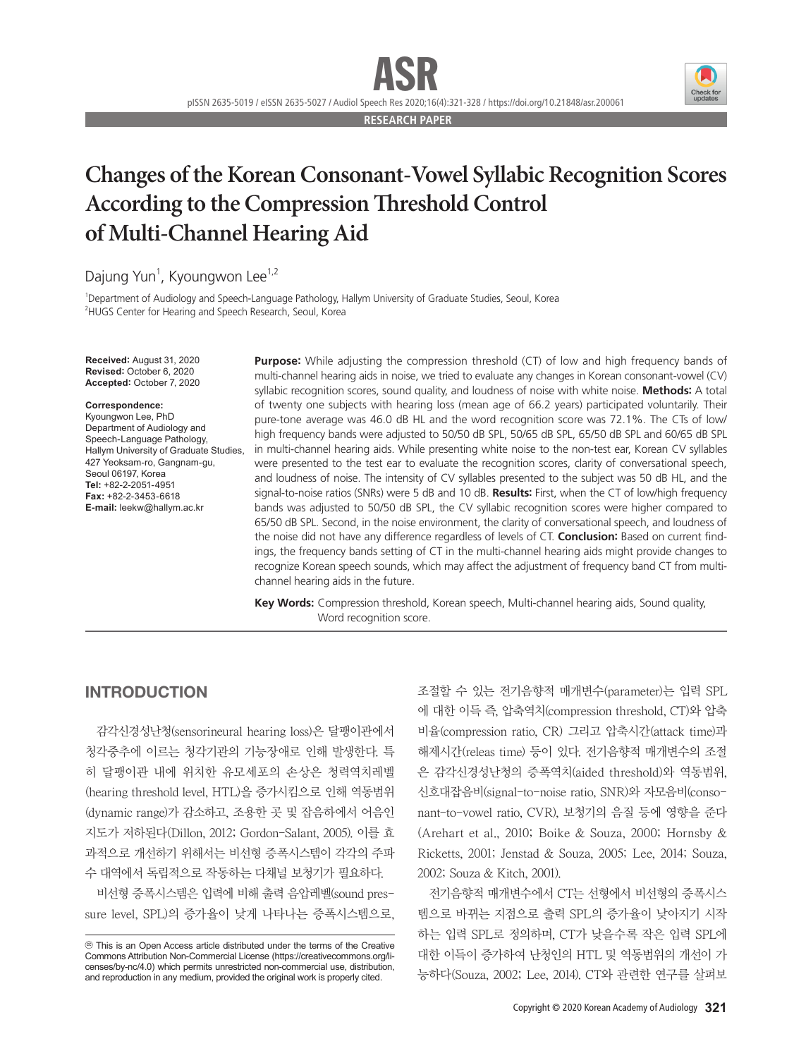RESEARCH PAPER

# Changes of the Korean Consonant-Vowel Syllabic Recognition Scores According to the Compression Threshold Control of Multi-Channel Hearing Aid

Dajung Yun[1], Kyoungwon Lee[1,2]

[1]Department of Audiology and Speech-Language Pathology, Hallym University of Graduate Studies, Seoul, Korea
[2]HUGS Center for Hearing and Speech Research, Seoul, Korea

**Received:** August 31, 2020
**Revised:** October 6, 2020
**Accepted:** October 7, 2020

**Correspondence:**
Kyoungwon Lee, PhD
Department of Audiology and Speech-Language Pathology, Hallym University of Graduate Studies, 427 Yeoksam-ro, Gangnam-gu, Seoul 06197, Korea
**Tel:** +82-2-2051-4951
**Fax:** +82-2-3453-6618
**E-mail:** leekw@hallym.ac.kr

**Purpose:** While adjusting the compression threshold (CT) of low and high frequency bands of multi-channel hearing aids in noise, we tried to evaluate any changes in Korean consonant-vowel (CV) syllabic recognition scores, sound quality, and loudness of noise with white noise. **Methods:** A total of twenty one subjects with hearing loss (mean age of 66.2 years) participated voluntarily. Their pure-tone average was 46.0 dB HL and the word recognition score was 72.1%. The CTs of low/high frequency bands were adjusted to 50/50 dB SPL, 50/65 dB SPL, 65/50 dB SPL and 60/65 dB SPL in multi-channel hearing aids. While presenting white noise to the non-test ear, Korean CV syllables were presented to the test ear to evaluate the recognition scores, clarity of conversational speech, and loudness of noise. The intensity of CV syllables presented to the subject was 50 dB HL, and the signal-to-noise ratios (SNRs) were 5 dB and 10 dB. **Results:** First, when the CT of low/high frequency bands was adjusted to 50/50 dB SPL, the CV syllabic recognition scores were higher compared to 65/50 dB SPL. Second, in the noise environment, the clarity of conversational speech, and loudness of the noise did not have any difference regardless of levels of CT. **Conclusion:** Based on current findings, the frequency bands setting of CT in the multi-channel hearing aids might provide changes to recognize Korean speech sounds, which may affect the adjustment of frequency band CT from multi-channel hearing aids in the future.

**Key Words:** Compression threshold, Korean speech, Multi-channel hearing aids, Sound quality, Word recognition score.

## INTRODUCTION

감각신경성난청(sensorineural hearing loss)은 달팽이관에서 청각중추에 이르는 청각기관의 기능장애로 인해 발생한다. 특히 달팽이관 내에 위치한 유모세포의 손상은 청력역치레벨(hearing threshold level, HTL)을 증가시킴으로 인해 역동범위(dynamic range)가 감소하고, 조용한 곳 및 잡음하에서 어음인지도가 저하된다(Dillon, 2012; Gordon-Salant, 2005). 이를 효과적으로 개선하기 위해서는 비선형 증폭시스템이 각각의 주파수 대역에서 독립적으로 작동하는 다채널 보청기가 필요하다.

비선형 증폭시스템은 입력에 비해 출력 음압레벨(sound pressure level, SPL)의 증가율이 낮게 나타나는 증폭시스템으로, 조절할 수 있는 전기음향적 매개변수(parameter)는 입력 SPL에 대한 이득 즉, 압축역치(compression threshold, CT)와 압축비율(compression ratio, CR) 그리고 압축시간(attack time)과 해제시간(releas time) 등이 있다. 전기음향적 매개변수의 조절은 감각신경성난청의 증폭역치(aided threshold)와 역동범위, 신호대잡음비(signal-to-noise ratio, SNR)와 자모음비(consonant-to-vowel ratio, CVR), 보청기의 음질 등에 영향을 준다(Arehart et al., 2010; Boike & Souza, 2000; Hornsby & Ricketts, 2001; Jenstad & Souza, 2005; Lee, 2014; Souza, 2002; Souza & Kitch, 2001).

전기음향적 매개변수에서 CT는 선형에서 비선형의 증폭시스템으로 바뀌는 지점으로 출력 SPL의 증가율이 낮아지기 시작하는 입력 SPL로 정의하며, CT가 낮을수록 작은 입력 SPL에 대한 이득이 증가하여 난청인의 HTL 및 역동범위의 개선이 가능하다(Souza, 2002; Lee, 2014). CT와 관련한 연구를 살펴보

ⓒ This is an Open Access article distributed under the terms of the Creative Commons Attribution Non-Commercial License (https://creativecommons.org/licenses/by-nc/4.0) which permits unrestricted non-commercial use, distribution, and reproduction in any medium, provided the original work is properly cited.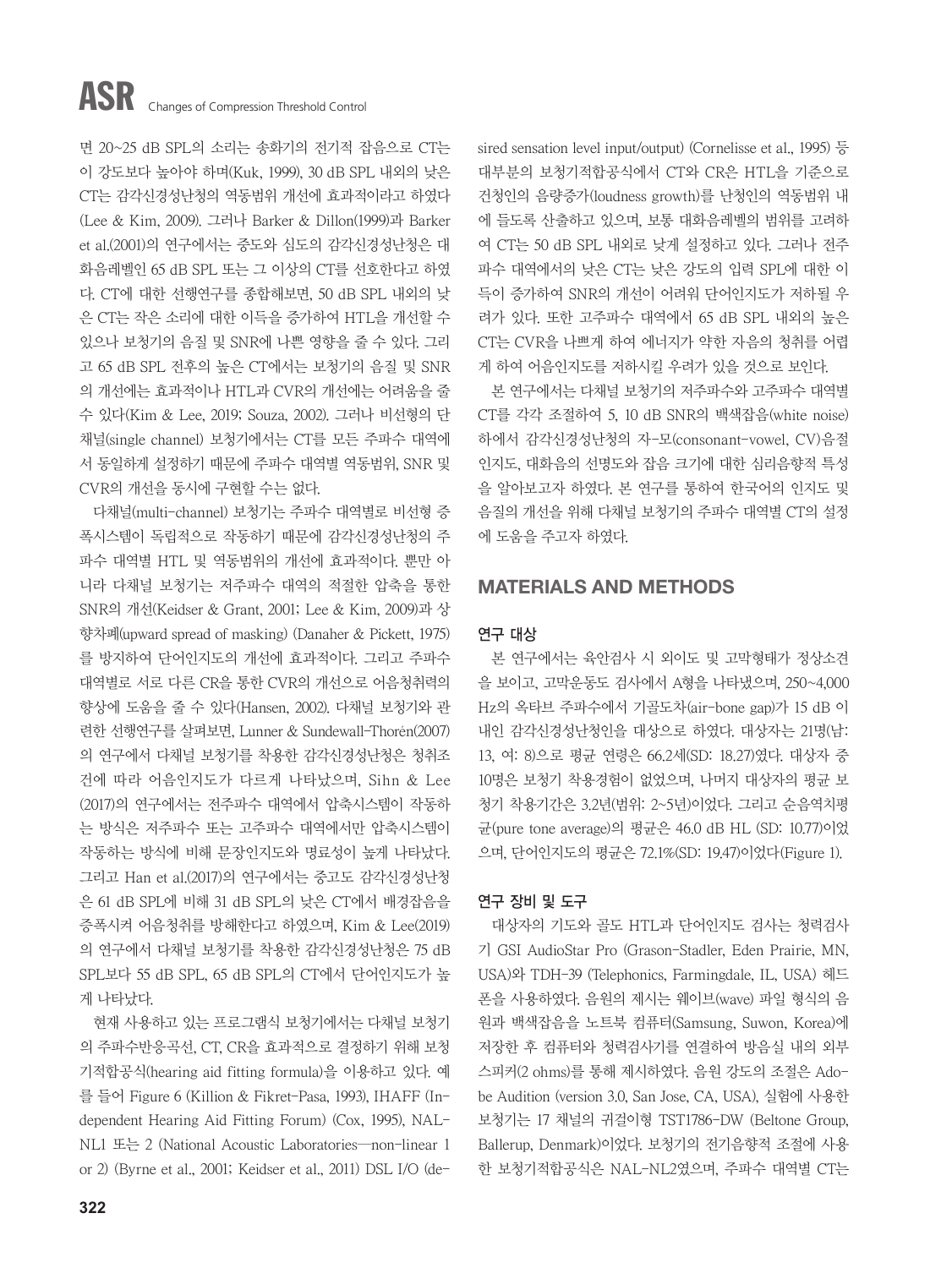면 20~25 dB SPL의 소리는 송화기의 전기적 잡음으로 CT는 이 강도보다 높아야 하며(Kuk, 1999), 30 dB SPL 내외의 낮은 CT는 감각신경성난청의 역동범위 개선에 효과적이라고 하였다(Lee & Kim, 2009). 그러나 Barker & Dillon(1999)과 Barker et al.(2001)의 연구에서는 중도와 심도의 감각신경성난청은 대화음레벨인 65 dB SPL 또는 그 이상의 CT를 선호한다고 하였다. CT에 대한 선행연구를 종합해보면, 50 dB SPL 내외의 낮은 CT는 작은 소리에 대한 이득을 증가하여 HTL을 개선할 수 있으나 보청기의 음질 및 SNR에 나쁜 영향을 줄 수 있다. 그리고 65 dB SPL 전후의 높은 CT에서는 보청기의 음질 및 SNR의 개선에는 효과적이나 HTL과 CVR의 개선에는 어려움을 줄 수 있다(Kim & Lee, 2019; Souza, 2002). 그러나 비선형의 단채널(single channel) 보청기에서는 CT를 모든 주파수 대역에서 동일하게 설정하기 때문에 주파수 대역별 역동범위, SNR 및 CVR의 개선을 동시에 구현할 수는 없다.

다채널(multi-channel) 보청기는 주파수 대역별로 비선형 증폭시스템이 독립적으로 작동하기 때문에 감각신경성난청의 주파수 대역별 HTL 및 역동범위의 개선에 효과적이다. 뿐만 아니라 다채널 보청기는 저주파수 대역의 적절한 압축을 통한 SNR의 개선(Keidser & Grant, 2001; Lee & Kim, 2009)과 상향차폐(upward spread of masking) (Danaher & Pickett, 1975)를 방지하여 단어인지도의 개선에 효과적이다. 그리고 주파수 대역별로 서로 다른 CR을 통한 CVR의 개선으로 어음청취력의 향상에 도움을 줄 수 있다(Hansen, 2002). 다채널 보청기와 관련한 선행연구를 살펴보면, Lunner & Sundewall-Thorén(2007)의 연구에서 다채널 보청기를 착용한 감각신경성난청은 청취조건에 따라 어음인지도가 다르게 나타났으며, Sihn & Lee (2017)의 연구에서는 전주파수 대역에서 압축시스템이 작동하는 방식은 저주파수 또는 고주파수 대역에서만 압축시스템이 작동하는 방식에 비해 문장인지도와 명료성이 높게 나타났다. 그리고 Han et al.(2017)의 연구에서는 중고도 감각신경성난청은 61 dB SPL에 비해 31 dB SPL의 낮은 CT에서 배경잡음을 증폭시켜 어음청취를 방해한다고 하였으며, Kim & Lee(2019)의 연구에서 다채널 보청기를 착용한 감각신경성난청은 75 dB SPL보다 55 dB SPL, 65 dB SPL의 CT에서 단어인지도가 높게 나타났다.

현재 사용하고 있는 프로그램식 보청기에서는 다채널 보청기의 주파수반응곡선, CT, CR을 효과적으로 결정하기 위해 보청기적합공식(hearing aid fitting formula)을 이용하고 있다. 예를 들어 Figure 6 (Killion & Fikret-Pasa, 1993), IHAFF (Independent Hearing Aid Fitting Forum) (Cox, 1995), NAL-NL1 또는 2 (National Acoustic Laboratories—non-linear 1 or 2) (Byrne et al., 2001; Keidser et al., 2011) DSL I/O (desired sensation level input/output) (Cornelisse et al., 1995) 등 대부분의 보청기적합공식에서 CT와 CR은 HTL을 기준으로 건청인의 음량증가(loudness growth)를 난청인의 역동범위 내에 들도록 산출하고 있으며, 보통 대화음레벨의 범위를 고려하여 CT는 50 dB SPL 내외로 낮게 설정하고 있다. 그러나 전주파수 대역에서의 낮은 CT는 낮은 강도의 입력 SPL에 대한 이득이 증가하여 SNR의 개선이 어려워 단어인지도가 저하될 우려가 있다. 또한 고주파수 대역에서 65 dB SPL 내외의 높은 CT는 CVR을 나쁘게 하여 에너지가 약한 자음의 청취를 어렵게 하여 어음인지도를 저하시킬 우려가 있을 것으로 보인다.

본 연구에서는 다채널 보청기의 저주파수와 고주파수 대역별 CT를 각각 조절하여 5, 10 dB SNR의 백색잡음(white noise) 하에서 감각신경성난청의 자-모(consonant-vowel, CV)음절 인지도, 대화음의 선명도와 잡음 크기에 대한 심리음향적 특성을 알아보고자 하였다. 본 연구를 통하여 한국어의 인지도 및 음질의 개선을 위해 다채널 보청기의 주파수 대역별 CT의 설정에 도움을 주고자 하였다.

## MATERIALS AND METHODS

### 연구 대상

본 연구에서는 육안검사 시 외이도 및 고막형태가 정상소견을 보이고, 고막운동도 검사에서 A형을 나타냈으며, 250~4,000 Hz의 옥타브 주파수에서 기골도차(air-bone gap)가 15 dB 이내인 감각신경성난청인을 대상으로 하였다. 대상자는 21명(남: 13, 여: 8)으로 평균 연령은 66.2세(SD: 18.27)였다. 대상자 중 10명은 보청기 착용경험이 없었으며, 나머지 대상자의 평균 보청기 착용기간은 3.2년(범위: 2~5년)이었다. 그리고 순음역치평균(pure tone average)의 평균은 46.0 dB HL (SD: 10.77)이었으며, 단어인지도의 평균은 72.1%(SD: 19.47)이었다(Figure 1).

### 연구 장비 및 도구

대상자의 기도와 골도 HTL과 단어인지도 검사는 청력검사기 GSI AudioStar Pro (Grason-Stadler, Eden Prairie, MN, USA)와 TDH-39 (Telephonics, Farmingdale, IL, USA) 헤드폰을 사용하였다. 음원의 제시는 웨이브(wave) 파일 형식의 음원과 백색잡음을 노트북 컴퓨터(Samsung, Suwon, Korea)에 저장한 후 컴퓨터와 청력검사기를 연결하여 방음실 내의 외부 스피커(2 ohms)를 통해 제시하였다. 음원 강도의 조절은 Adobe Audition (version 3.0, San Jose, CA, USA), 실험에 사용한 보청기는 17 채널의 귀걸이형 TST1786-DW (Beltone Group, Ballerup, Denmark)이었다. 보청기의 전기음향적 조절에 사용한 보청기적합공식은 NAL-NL2였으며, 주파수 대역별 CT는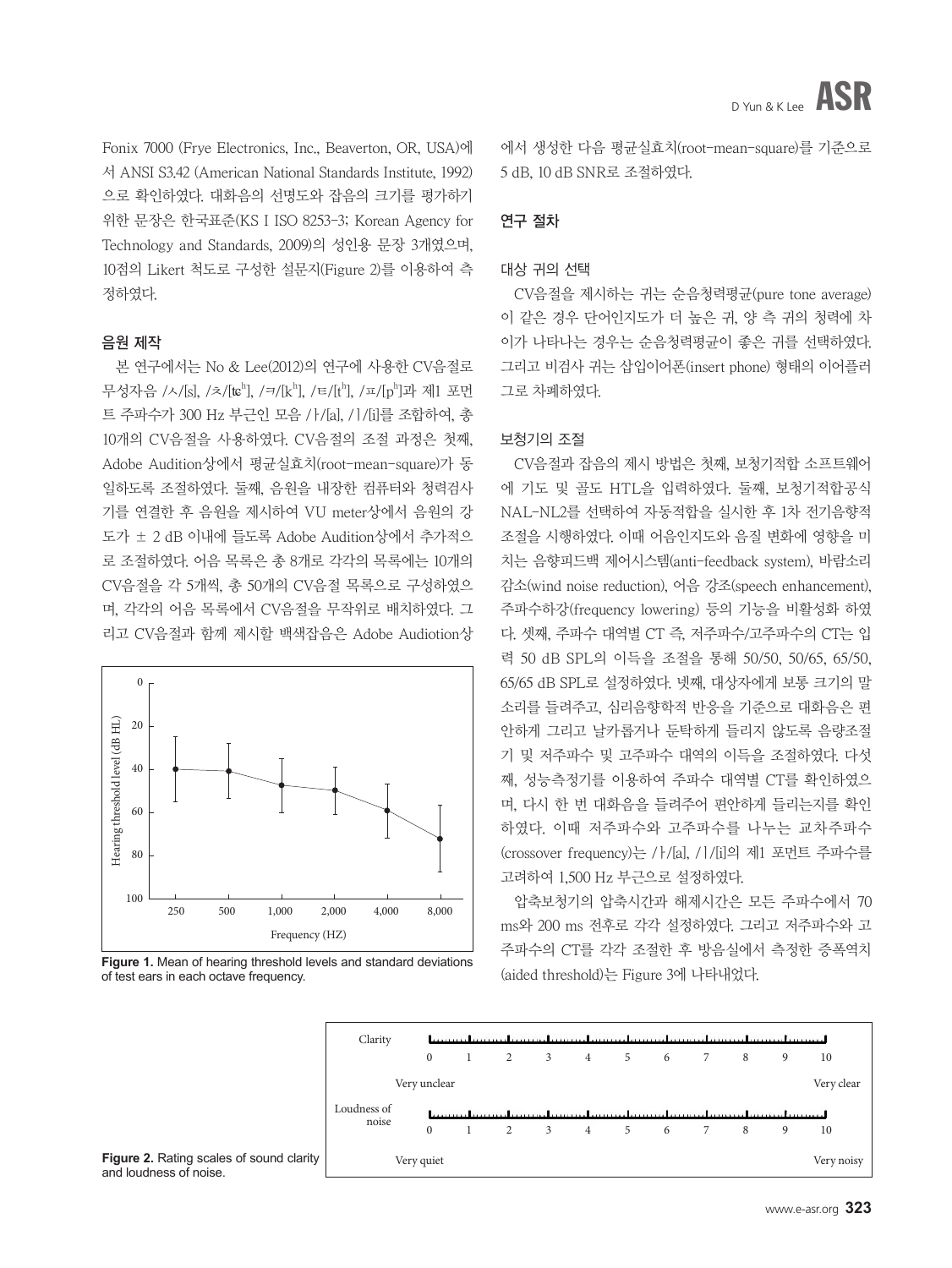Fonix 7000 (Frye Electronics, Inc., Beaverton, OR, USA)에서 ANSI S3.42 (American National Standards Institute, 1992)으로 확인하였다. 대화음의 선명도와 잡음의 크기를 평가하기 위한 문장은 한국표준(KS I ISO 8253-3; Korean Agency for Technology and Standards, 2009)의 성인용 문장 3개였으며, 10점의 Likert 척도로 구성한 설문지(Figure 2)를 이용하여 측정하였다.

### 음원 제작

본 연구에서는 No & Lee(2012)의 연구에 사용한 CV음절로 무성자음 /ㅅ/[s], /ㅊ/[tɕʰ], /ㅋ/[kʰ], /ㅌ/[tʰ], /ㅍ/[pʰ]과 제1 포먼트 주파수가 300 Hz 부근인 모음 /ㅏ/[a], /ㅣ/[i]를 조합하여, 총 10개의 CV음절을 사용하였다. CV음절의 조절 과정은 첫째, Adobe Audition상에서 평균실효치(root-mean-square)가 동일하도록 조절하였다. 둘째, 음원을 내장한 컴퓨터와 청력검사기를 연결한 후 음원을 제시하여 VU meter상에서 음원의 강도가 ± 2 dB 이내에 들도록 Adobe Audition상에서 추가적으로 조절하였다. 어음 목록은 총 8개로 각각의 목록에는 10개의 CV음절을 각 5개씩, 총 50개의 CV음절 목록으로 구성하였으며, 각각의 어음 목록에서 CV음절을 무작위로 배치하였다. 그리고 CV음절과 함께 제시할 백색잡음은 Adobe Audiotion상에서 생성한 다음 평균실효치(root-mean-square)를 기준으로 5 dB, 10 dB SNR로 조절하였다.

Figure 1. Mean of hearing threshold levels and standard deviations of test ears in each octave frequency.

## 연구 절차

### 대상 귀의 선택

CV음절을 제시하는 귀는 순음청력평균(pure tone average)이 같은 경우 단어인지도가 더 높은 귀, 양 측 귀의 청력에 차이가 나타나는 경우는 순음청력평균이 좋은 귀를 선택하였다. 그리고 비검사 귀는 삽입이어폰(insert phone) 형태의 이어플러그로 차폐하였다.

### 보청기의 조절

CV음절과 잡음의 제시 방법은 첫째, 보청기적합 소프트웨어에 기도 및 골도 HTL을 입력하였다. 둘째, 보청기적합공식 NAL-NL2를 선택하여 자동적합을 실시한 후 1차 전기음향적 조절을 시행하였다. 이때 어음인지도와 음질 변화에 영향을 미치는 음향피드백 제어시스템(anti-feedback system), 바람소리 감소(wind noise reduction), 어음 강조(speech enhancement), 주파수하강(frequency lowering) 등의 기능을 비활성화 하였다. 셋째, 주파수 대역별 CT 즉, 저주파수/고주파수의 CT는 입력 50 dB SPL의 이득을 조절을 통해 50/50, 50/65, 65/50, 65/65 dB SPL로 설정하였다. 넷째, 대상자에게 보통 크기의 말소리를 들려주고, 심리음향학적 반응을 기준으로 대화음은 편안하게 그리고 날카롭거나 둔탁하게 들리지 않도록 음량조절기 및 저주파수 및 고주파수 대역의 이득을 조절하였다. 다섯째, 성능측정기를 이용하여 주파수 대역별 CT를 확인하였으며, 다시 한 번 대화음을 들려주어 편안하게 들리는지를 확인하였다. 이때 저주파수와 고주파수를 나누는 교차주파수(crossover frequency)는 /ㅏ/[a], /ㅣ/[i]의 제1 포먼트 주파수를 고려하여 1,500 Hz 부근으로 설정하였다.

압축보청기의 압축시간과 해제시간은 모든 주파수에서 70 ms와 200 ms 전후로 각각 설정하였다. 그리고 저주파수와 고주파수의 CT를 각각 조절한 후 방음실에서 측정한 증폭역치(aided threshold)는 Figure 3에 나타내었다.

Figure 2. Rating scales of sound clarity and loudness of noise.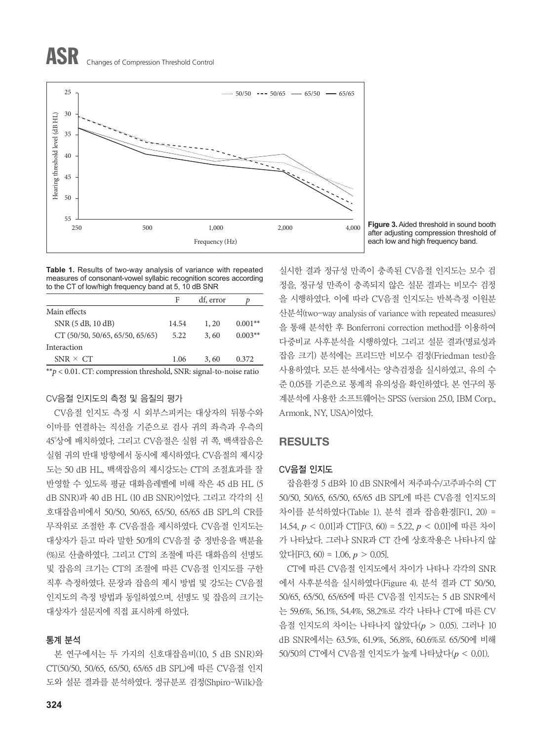Figure 3. Aided threshold in sound booth after adjusting compression threshold of each low and high frequency band.

**Table 1.** Results of two-way analysis of variance with repeated measures of consonant-vowel syllabic recognition scores according to the CT of low/high frequency band at 5, 10 dB SNR

| | F | df, error | $p$ |
|---|---|---|---|
| Main effects | | | |
| SNR (5 dB, 10 dB) | 14.54 | 1, 20 | 0.001** |
| CT (50/50, 50/65, 65/50, 65/65) | 5.22 | 3, 60 | 0.003** |
| Interaction | | | |
| SNR × CT | 1.06 | 3, 60 | 0.372 |

$^{**}p < 0.01$. CT: compression threshold, SNR: signal-to-noise ratio

### CV음절 인지도의 측정 및 음질의 평가

CV음절 인지도 측정 시 외부스피커는 대상자의 뒤통수와 이마를 연결하는 직선을 기준으로 검사 귀의 좌측과 우측의 45°상에 배치하였다. 그리고 CV음절은 실험 귀 쪽, 백색잡음은 실험 귀의 반대 방향에서 동시에 제시하였다. CV음절의 제시강도는 50 dB HL, 백색잡음의 제시강도는 CT의 조절효과를 잘 반영할 수 있도록 평균 대화음레벨에 비해 작은 45 dB HL (5 dB SNR)과 40 dB HL (10 dB SNR)이었다. 그리고 각각의 신호대잡음비에서 50/50, 50/65, 65/50, 65/65 dB SPL의 CR를 무작위로 조절한 후 CV음절을 제시하였다. CV음절 인지도는 대상자가 듣고 따라 말한 50개의 CV음절 중 정반응을 백분율(%)로 산출하였다. 그리고 CT의 조절에 따른 대화음의 선명도 및 잡음의 크기는 CT의 조절에 따른 CV음절 인지도를 구한 직후 측정하였다. 문장과 잡음의 제시 방법 및 강도는 CV음절 인지도의 측정 방법과 동일하였으며, 선명도 및 잡음의 크기는 대상자가 설문지에 직접 표시하게 하였다.

### 통계 분석

본 연구에서는 두 가지의 신호대잡음비(10, 5 dB SNR)와 CT(50/50, 50/65, 65/50, 65/65 dB SPL)에 따른 CV음절 인지도와 설문 결과를 분석하였다. 정규분포 검정(Shpiro-Wilk)을 실시한 결과 정규성 만족이 충족된 CV음절 인지도는 모수 검정을, 정규성 만족이 충족되지 않은 설문 결과는 비모수 검정을 시행하였다. 이에 따라 CV음절 인지도는 반복측정 이원분산분석(two-way analysis of variance with repeated measures)을 통해 분석한 후 Bonferroni correction method를 이용하여 다중비교 사후분석을 시행하였다. 그리고 설문 결과(명료성과 잡음 크기) 분석에는 프리드만 비모수 검정(Friedman test)을 사용하였다. 모든 분석에서는 양측검정을 실시하였고, 유의 수준 0.05를 기준으로 통계적 유의성을 확인하였다. 본 연구의 통계분석에 사용한 소프트웨어는 SPSS (version 25.0, IBM Corp., Armonk, NY, USA)이었다.

## RESULTS

### CV음절 인지도

잡음환경 5 dB와 10 dB SNR에서 저주파수/고주파수의 CT 50/50, 50/65, 65/50, 65/65 dB SPL에 따른 CV음절 인지도의 차이를 분석하였다(Table 1). 분석 결과 잡음환경[$F(1, 20) = 14.54$, $p < 0.01$]과 CT[$F(3, 60) = 5.22$, $p < 0.01$]에 따른 차이가 나타났다. 그러나 SNR과 CT 간에 상호작용은 나타나지 않았다[$F(3, 60) = 1.06$, $p > 0.05$].

CT에 따른 CV음절 인지도에서 차이가 나타나 각각의 SNR에서 사후분석을 실시하였다(Figure 4). 분석 결과 CT 50/50, 50/65, 65/50, 65/65에 따른 CV음절 인지도는 5 dB SNR에서는 59.6%, 56.1%, 54.4%, 58.2%로 각각 나타나 CT에 따른 CV음절 인지도의 차이는 나타나지 않았다($p > 0.05$). 그러나 10 dB SNR에서는 63.5%, 61.9%, 56.8%, 60.6%로 65/50에 비해 50/50의 CT에서 CV음절 인지도가 높게 나타났다($p < 0.01$).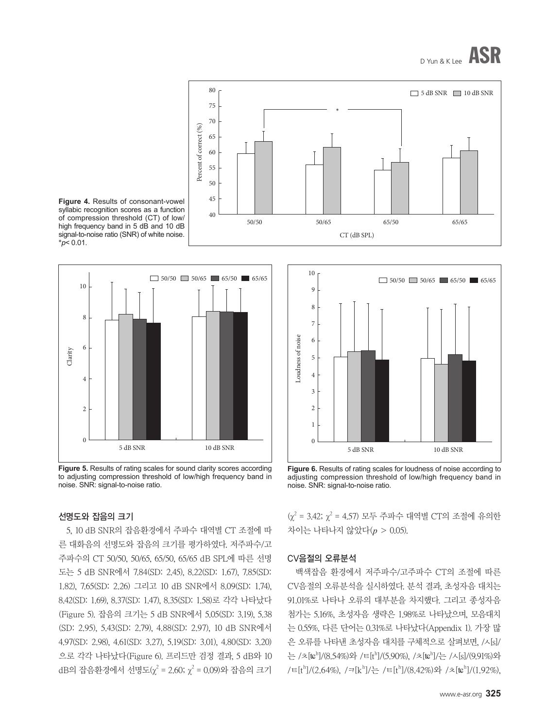**Figure 4.** Results of consonant-vowel syllabic recognition scores as a function of compression threshold (CT) of low/high frequency band in 5 dB and 10 dB signal-to-noise ratio (SNR) of white noise. *$p < 0.01$.

**Figure 5.** Results of rating scales for sound clarity scores according to adjusting compression threshold of low/high frequency band in noise. SNR: signal-to-noise ratio.

**Figure 6.** Results of rating scales for loudness of noise according to adjusting compression threshold of low/high frequency band in noise. SNR: signal-to-noise ratio.

### 선명도와 잡음의 크기

5, 10 dB SNR의 잡음환경에서 주파수 대역별 CT 조절에 따른 대화음의 선명도와 잡음의 크기를 평가하였다. 저주파수/고주파수의 CT 50/50, 50/65, 65/50, 65/65 dB SPL에 따른 선명도는 5 dB SNR에서 7.84(SD: 2.45), 8.22(SD: 1.67), 7.85(SD: 1.82), 7.65(SD: 2.26) 그리고 10 dB SNR에서 8.09(SD: 1.74), 8.42(SD: 1.69), 8.37(SD: 1.47), 8.35(SD: 1.58)로 각각 나타났다(Figure 5). 잡음의 크기는 5 dB SNR에서 5.05(SD: 3.19), 5.38(SD: 2.95), 5.43(SD: 2.79), 4.88(SD: 2.97), 10 dB SNR에서 4.97(SD: 2.98), 4.61(SD: 3.27), 5.19(SD: 3.01), 4.80(SD: 3.20)으로 각각 나타났다(Figure 6). 프리드만 검정 결과, 5 dB와 10 dB의 잡음환경에서 선명도($\chi^2$ = 2.60; $\chi^2$ = 0.09)와 잡음의 크기($\chi^2$ = 3.42; $\chi^2$ = 4.57) 모두 주파수 대역별 CT의 조절에 유의한 차이는 나타나지 않았다($p$ > 0.05).

### CV음절의 오류분석

백색잡음 환경에서 저주파수/고주파수 CT의 조절에 따른 CV음절의 오류분석을 실시하였다. 분석 결과, 초성자음 대치는 91.01%로 나타나 오류의 대부분을 차지했다. 그리고 종성자음 첨가는 5.16%, 초성자음 생략은 1.98%로 나타났으며, 모음대치는 0.55%, 다른 단어는 0.31%로 나타났다(Appendix 1). 가장 많은 오류를 나타낸 초성자음 대치를 구체적으로 살펴보면, /ㅅ[s]/는 /ㅊ[$ʨ^h$]/(8.54%)와 /ㅌ[$t^h$]/(5.90%), /ㅊ[$ʨ^h$]/는 /ㅅ[s]/(9.91%)와 /ㅌ[$t^h$]/(2.64%), /ㅋ[$k^h$]/는 /ㅌ[$t^h$]/(8.42%)와 /ㅊ[$ʨ^h$]/(1.92%),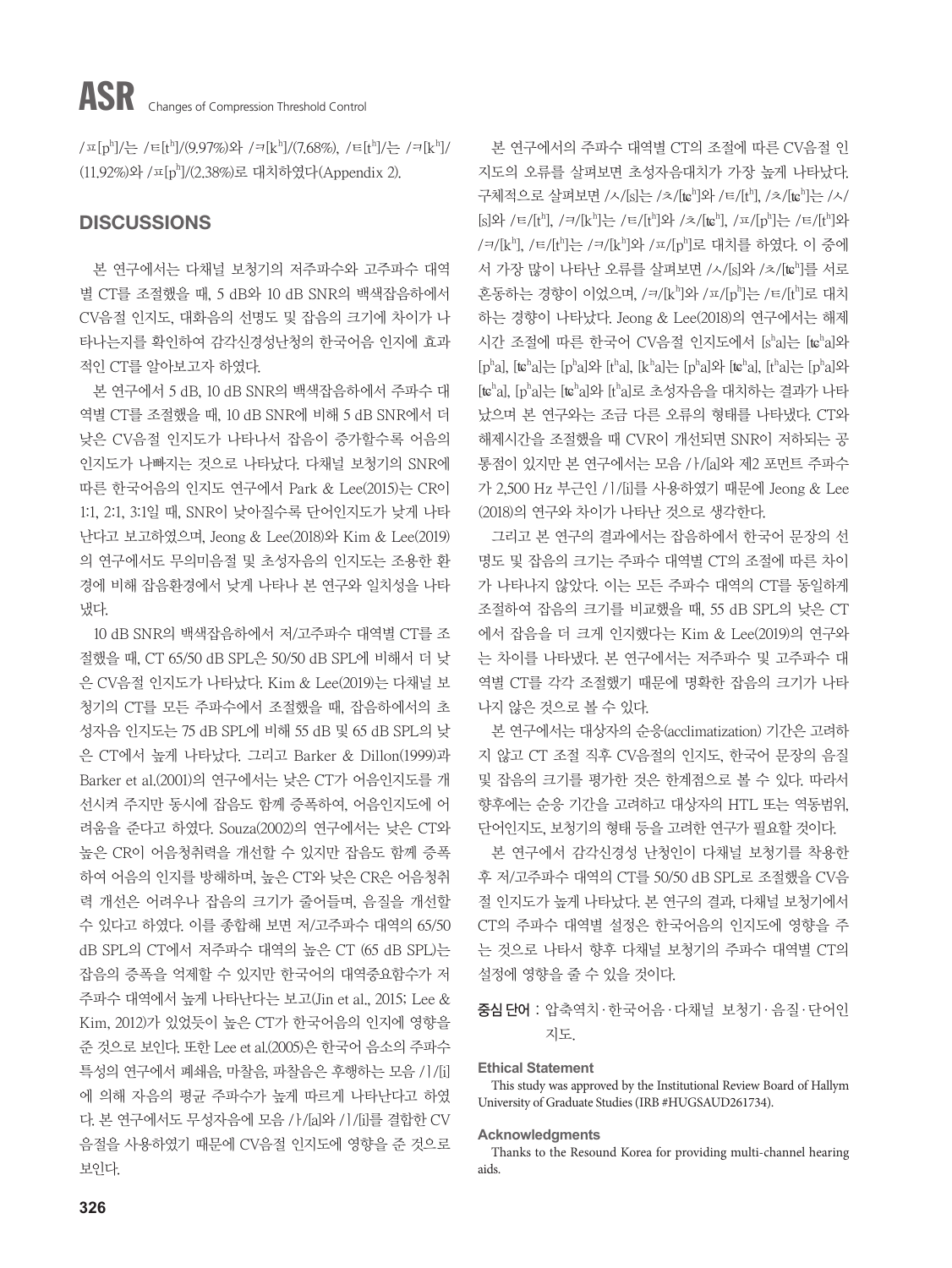/ㅍ[pʰ]/는 /ㅌ[tʰ]/(9.97%)와 /ㅋ[kʰ]/(7.68%), /ㅌ[tʰ]/는 /ㅋ[kʰ]/(11.92%)와 /ㅍ[pʰ]/(2.38%)로 대치하였다(Appendix 2).

## DISCUSSIONS

본 연구에서는 다채널 보청기의 저주파수와 고주파수 대역별 CT를 조절했을 때, 5 dB와 10 dB SNR의 백색잡음하에서 CV음절 인지도, 대화음의 선명도 및 잡음의 크기에 차이가 나타나는지를 확인하여 감각신경성난청의 한국어음 인지에 효과적인 CT를 알아보고자 하였다.

본 연구에서 5 dB, 10 dB SNR의 백색잡음하에서 주파수 대역별 CT를 조절했을 때, 10 dB SNR에 비해 5 dB SNR에서 더 낮은 CV음절 인지도가 나타나서 잡음이 증가할수록 어음의 인지도가 나빠지는 것으로 나타났다. 다채널 보청기의 SNR에 따른 한국어음의 인지도 연구에서 Park & Lee(2015)는 CR이 1:1, 2:1, 3:1일 때, SNR이 낮아질수록 단어인지도가 낮게 나타난다고 보고하였으며, Jeong & Lee(2018)와 Kim & Lee(2019)의 연구에서도 무의미음절 및 초성자음의 인지도는 조용한 환경에 비해 잡음환경에서 낮게 나타나 본 연구와 일치성을 나타냈다.

10 dB SNR의 백색잡음하에서 저/고주파수 대역별 CT를 조절했을 때, CT 65/50 dB SPL은 50/50 dB SPL에 비해서 더 낮은 CV음절 인지도가 나타났다. Kim & Lee(2019)는 다채널 보청기의 CT를 모든 주파수에서 조절했을 때, 잡음하에서의 초성자음 인지도는 75 dB SPL에 비해 55 dB 및 65 dB SPL의 낮은 CT에서 높게 나타났다. 그리고 Barker & Dillon(1999)과 Barker et al.(2001)의 연구에서는 낮은 CT가 어음인지도를 개선시켜 주지만 동시에 잡음도 함께 증폭하여, 어음인지도에 어려움을 준다고 하였다. Souza(2002)의 연구에서는 낮은 CT와 높은 CR이 어음청취력을 개선할 수 있지만 잡음도 함께 증폭하여 어음의 인지를 방해하며, 높은 CT와 낮은 CR은 어음청취력 개선은 어려우나 잡음의 크기가 줄어들며, 음질을 개선할 수 있다고 하였다. 이를 종합해 보면 저/고주파수 대역의 65/50 dB SPL의 CT에서 저주파수 대역의 높은 CT (65 dB SPL)는 잡음의 증폭을 억제할 수 있지만 한국어의 대역중요함수가 저주파수 대역에서 높게 나타난다는 보고(Jin et al., 2015; Lee & Kim, 2012)가 있었듯이 높은 CT가 한국어음의 인지에 영향을 준 것으로 보인다. 또한 Lee et al.(2005)은 한국어 음소의 주파수 특성의 연구에서 폐쇄음, 마찰음, 파찰음은 후행하는 모음 /ㅣ/[i]에 의해 자음의 평균 주파수가 높게 따르게 나타난다고 하였다. 본 연구에서도 무성자음에 모음 /ㅏ/[a]와 /ㅣ/[i]를 결합한 CV음절을 사용하였기 때문에 CV음절 인지도에 영향을 준 것으로 보인다.

본 연구에서의 주파수 대역별 CT의 조절에 따른 CV음절 인지도의 오류를 살펴보면 초성자음대치가 가장 높게 나타났다. 구체적으로 살펴보면 /ㅅ/[s]는 /ㅊ/[tɕʰ]와 /ㅌ/[tʰ], /ㅊ/[tɕʰ]는 /ㅅ/[s]와 /ㅌ/[tʰ], /ㅋ/[kʰ]는 /ㅌ/[tʰ]와 /ㅊ/[tɕʰ], /ㅍ/[pʰ]는 /ㅌ/[tʰ]와 /ㅋ/[kʰ], /ㅌ/[tʰ]는 /ㅋ/[kʰ]와 /ㅍ/[pʰ]로 대치를 하였다. 이 중에서 가장 많이 나타난 오류를 살펴보면 /ㅅ/[s]와 /ㅊ/[tɕʰ]를 서로 혼동하는 경향이 이었으며, /ㅋ/[kʰ]와 /ㅍ/[pʰ]는 /ㅌ/[tʰ]로 대치하는 경향이 나타났다. Jeong & Lee(2018)의 연구에서는 해제시간 조절에 따른 한국어 CV음절 인지도에서 [sʰa]는 [tɕʰa]와 [pʰa], [tɕʰa]는 [pʰa]와 [tʰa], [kʰa]는 [pʰa]와 [tɕʰa], [tʰa]는 [pʰa]와 [tɕʰa], [pʰa]는 [tɕʰa]와 [tʰa]로 초성자음을 대치하는 결과가 나타났으며 본 연구와는 조금 다른 오류의 형태를 나타냈다. CT와 해제시간을 조절했을 때 CVR이 개선되면 SNR이 저하되는 공통점이 있지만 본 연구에서는 모음 /ㅏ/[a]와 제2 포먼트 주파수가 2,500 Hz 부근인 /ㅣ/[i]를 사용하였기 때문에 Jeong & Lee(2018)의 연구와 차이가 나타난 것으로 생각한다.

그리고 본 연구의 결과에서는 잡음하에서 한국어 문장의 선명도 및 잡음의 크기는 주파수 대역별 CT의 조절에 따른 차이가 나타나지 않았다. 이는 모든 주파수 대역의 CT를 동일하게 조절하여 잡음의 크기를 비교했을 때, 55 dB SPL의 낮은 CT에서 잡음을 더 크게 인지했다는 Kim & Lee(2019)의 연구와는 차이를 나타냈다. 본 연구에서는 저주파수 및 고주파수 대역별 CT를 각각 조절했기 때문에 명확한 잡음의 크기가 나타나지 않은 것으로 볼 수 있다.

본 연구에서는 대상자의 순응(acclimatization) 기간은 고려하지 않고 CT 조절 직후 CV음절의 인지도, 한국어 문장의 음질 및 잡음의 크기를 평가한 것은 한계점으로 볼 수 있다. 따라서 향후에는 순응 기간을 고려하고 대상자의 HTL 또는 역동범위, 단어인지도, 보청기의 형태 등을 고려한 연구가 필요할 것이다.

본 연구에서 감각신경성 난청인이 다채널 보청기를 착용한 후 저/고주파수 대역의 CT를 50/50 dB SPL로 조절했을 CV음절 인지도가 높게 나타났다. 본 연구의 결과, 다채널 보청기에서 CT의 주파수 대역별 설정은 한국어음의 인지도에 영향을 주는 것으로 나타서 향후 다채널 보청기의 주파수 대역별 CT의 설정에 영향을 줄 수 있을 것이다.

**중심 단어** : 압축역치 · 한국어음 · 다채널 보청기 · 음질 · 단어인지도.

#### Ethical Statement

This study was approved by the Institutional Review Board of Hallym University of Graduate Studies (IRB #HUGSAUD261734).

#### Acknowledgments

Thanks to the Resound Korea for providing multi-channel hearing aids.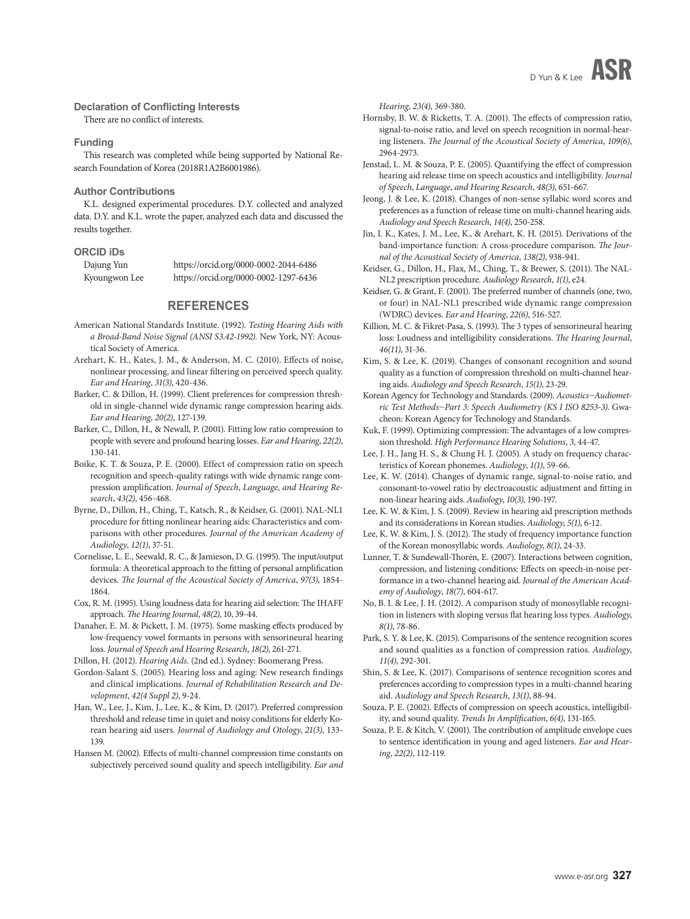### Declaration of Conflicting Interests

There are no conflict of interests.

### Funding

This research was completed while being supported by National Research Foundation of Korea (2018R1A2B6001986).

### Author Contributions

K.L. designed experimental procedures. D.Y. collected and analyzed data. D.Y. and K.L. wrote the paper, analyzed each data and discussed the results together.

### ORCID iDs

Dajung Yun https://orcid.org/0000-0002-2044-6486
Kyoungwon Lee https://orcid.org/0000-0002-1297-6436

## REFERENCES

American National Standards Institute. (1992). *Testing Hearing Aids with a Broad-Band Noise Signal (ANSI S3.42-1992)*. New York, NY: Acoustical Society of America.

Arehart, K. H., Kates, J. M., & Anderson, M. C. (2010). Effects of noise, nonlinear processing, and linear filtering on perceived speech quality. *Ear and Hearing*, *31(3)*, 420-436.

Barker, C. & Dillon, H. (1999). Client preferences for compression threshold in single-channel wide dynamic range compression hearing aids. *Ear and Hearing*, *20(2)*, 127-139.

Barker, C., Dillon, H., & Newall, P. (2001). Fitting low ratio compression to people with severe and profound hearing losses. *Ear and Hearing*, *22(2)*, 130-141.

Boike, K. T. & Souza, P. E. (2000). Effect of compression ratio on speech recognition and speech-quality ratings with wide dynamic range compression amplification. *Journal of Speech*, *Language*, *and Hearing Research*, *43(2)*, 456-468.

Byrne, D., Dillon, H., Ching, T., Katsch, R., & Keidser, G. (2001). NAL-NL1 procedure for fitting nonlinear hearing aids: Characteristics and comparisons with other procedures. *Journal of the American Academy of Audiology*, *12(1)*, 37-51.

Cornelisse, L. E., Seewald, R. C., & Jamieson, D. G. (1995). The input/output formula: A theoretical approach to the fitting of personal amplification devices. *The Journal of the Acoustical Society of America*, *97(3)*, 1854-1864.

Cox, R. M. (1995). Using loudness data for hearing aid selection: The IHAFF approach. *The Hearing Journal*, *48(2)*, 10, 39-44.

Danaher, E. M. & Pickett, J. M. (1975). Some masking effects produced by low-frequency vowel formants in persons with sensorineural hearing loss. *Journal of Speech and Hearing Research*, *18(2)*, 261-271.

Dillon, H. (2012). *Hearing Aids.* (2nd ed.). Sydney: Boomerang Press.

Gordon-Salant S. (2005). Hearing loss and aging: New research findings and clinical implications. *Journal of Rehabilitation Research and Development*, *42(4 Suppl 2)*, 9-24.

Han, W., Lee, J., Kim, J., Lee, K., & Kim, D. (2017). Preferred compression threshold and release time in quiet and noisy conditions for elderly Korean hearing aid users. *Journal of Audiology and Otology*, *21(3)*, 133-139.

Hansen M. (2002). Effects of multi-channel compression time constants on subjectively perceived sound quality and speech intelligibility. *Ear and Hearing*, *23(4)*, 369-380.

Hornsby, B. W. & Ricketts, T. A. (2001). The effects of compression ratio, signal-to-noise ratio, and level on speech recognition in normal-hearing listeners. *The Journal of the Acoustical Society of America*, *109(6)*, 2964-2973.

Jenstad, L. M. & Souza, P. E. (2005). Quantifying the effect of compression hearing aid release time on speech acoustics and intelligibility. *Journal of Speech*, *Language*, *and Hearing Research*, *48(3)*, 651-667.

Jeong, J. & Lee, K. (2018). Changes of non-sense syllabic word scores and preferences as a function of release time on multi-channel hearing aids. *Audiology and Speech Research*, *14(4)*, 250-258.

Jin, I. K., Kates, J. M., Lee, K., & Arehart, K. H. (2015). Derivations of the band-importance function: A cross-procedure comparison. *The Journal of the Acoustical Society of America*, *138(2)*, 938-941.

Keidser, G., Dillon, H., Flax, M., Ching, T., & Brewer, S. (2011). The NAL-NL2 prescription procedure. *Audiology Research*, *1(1)*, e24.

Keidser, G. & Grant, F. (2001). The preferred number of channels (one, two, or four) in NAL-NL1 prescribed wide dynamic range compression (WDRC) devices. *Ear and Hearing*, *22(6)*, 516-527.

Killion, M. C. & Fikret-Pasa, S. (1993). The 3 types of sensorineural hearing loss: Loudness and intelligibility considerations. *The Hearing Journal*, *46(11)*, 31-36.

Kim, S. & Lee, K. (2019). Changes of consonant recognition and sound quality as a function of compression threshold on multi-channel hearing aids. *Audiology and Speech Research*, *15(1)*, 23-29.

Korean Agency for Technology and Standards. (2009). *Acoustics–Audiometric Test Methods–Part 3: Speech Audiometry (KS I ISO 8253-3)*. Gwacheon: Korean Agency for Technology and Standards.

Kuk, F. (1999). Optimizing compression: The advantages of a low compression threshold. *High Performance Hearing Solutions*, *3*, 44-47.

Lee, J. H., Jang H. S., & Chung H. J. (2005). A study on frequency characteristics of Korean phonemes. *Audiology*, *1(1)*, 59-66.

Lee, K. W. (2014). Changes of dynamic range, signal-to-noise ratio, and consonant-to-vowel ratio by electroacoustic adjustment and fitting in non-linear hearing aids. *Audiology*, *10(3)*, 190-197.

Lee, K. W. & Kim, J. S. (2009). Review in hearing aid prescription methods and its considerations in Korean studies. *Audiology*, *5(1)*, 6-12.

Lee, K. W. & Kim, J. S. (2012). The study of frequency importance function of the Korean monosyllabic words. *Audiology*, *8(1)*, 24-33.

Lunner, T. & Sundewall-Thorén, E. (2007). Interactions between cognition, compression, and listening conditions: Effects on speech-in-noise performance in a two-channel hearing aid. *Journal of the American Academy of Audiology*, *18(7)*, 604-617.

No, B. I. & Lee, J. H. (2012). A comparison study of monosyllable recognition in listeners with sloping versus flat hearing loss types. *Audiology*, *8(1)*, 78-86.

Park, S. Y. & Lee, K. (2015). Comparisons of the sentence recognition scores and sound qualities as a function of compression ratios. *Audiology*, *11(4)*, 292-301.

Shin, S. & Lee, K. (2017). Comparisons of sentence recognition scores and preferences according to compression types in a multi-channel hearing aid. *Audiology and Speech Research*, *13(1)*, 88-94.

Souza, P. E. (2002). Effects of compression on speech acoustics, intelligibility, and sound quality. *Trends In Amplification*, *6(4)*, 131-165.

Souza, P. E. & Kitch, V. (2001). The contribution of amplitude envelope cues to sentence identification in young and aged listeners. *Ear and Hearing*, *22(2)*, 112-119.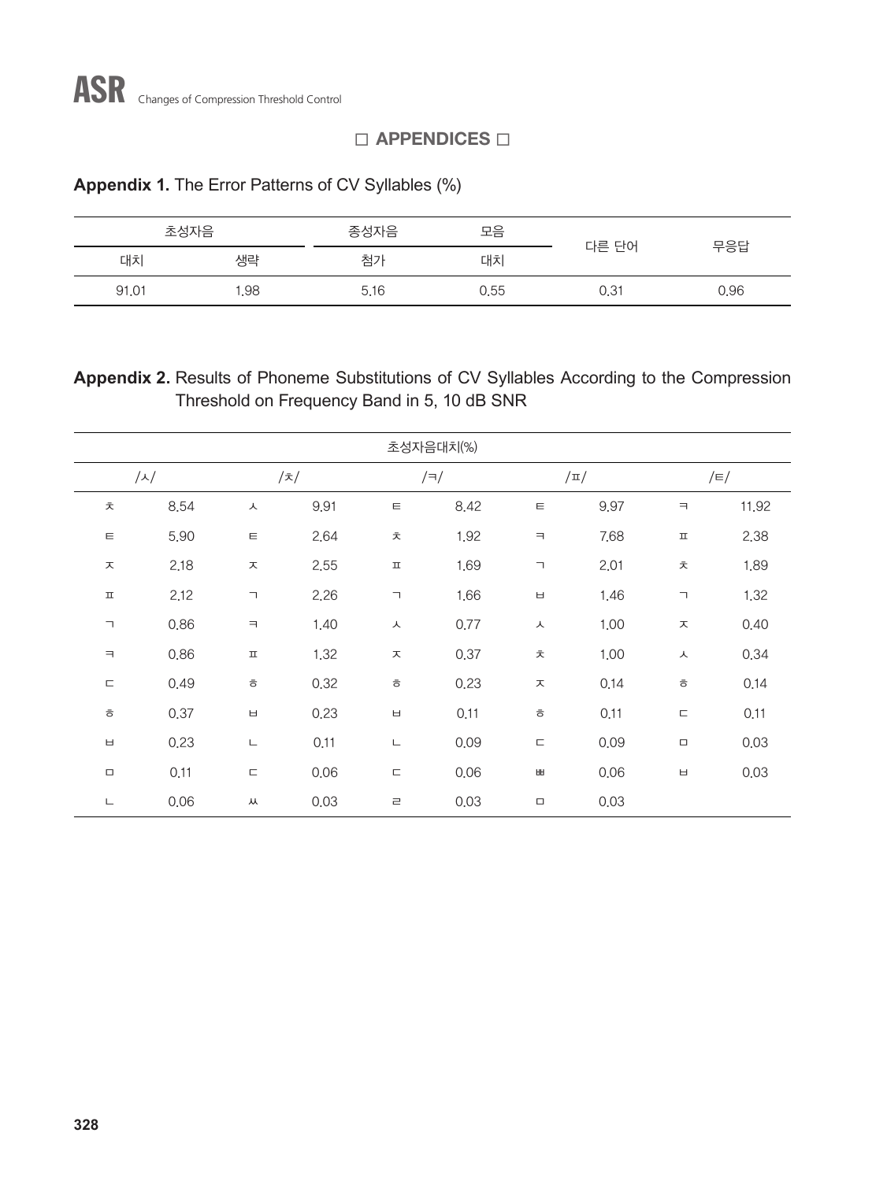## □ APPENDICES □

**Appendix 1.** The Error Patterns of CV Syllables (%)

| 초성자음 | | 종성자음 | 모음 | 다른 단어 | 무응답 |
|---|---|---|---|---|---|
| 대치 | 생략 | 첨가 | 대치 | | |
| 91.01 | 1.98 | 5.16 | 0.55 | 0.31 | 0.96 |

**Appendix 2.** Results of Phoneme Substitutions of CV Syllables According to the Compression Threshold on Frequency Band in 5, 10 dB SNR

| 초성자음대치(%) | | | | | | | | | |
|---|---|---|---|---|---|---|---|---|---|
| /ㅅ/ | | /ㅊ/ | | /ㅋ/ | | /ㅍ/ | | /ㅌ/ | |
| ㅊ | 8.54 | ㅅ | 9.91 | ㅌ | 8.42 | ㅌ | 9.97 | ㅋ | 11.92 |
| ㅌ | 5.90 | ㅌ | 2.64 | ㅊ | 1.92 | ㅋ | 7.68 | ㅍ | 2.38 |
| ㅈ | 2.18 | ㅈ | 2.55 | ㅍ | 1.69 | ㄱ | 2.01 | ㅊ | 1.89 |
| ㅍ | 2.12 | ㄱ | 2.26 | ㄱ | 1.66 | ㅂ | 1.46 | ㄱ | 1.32 |
| ㄱ | 0.86 | ㅋ | 1.40 | ㅅ | 0.77 | ㅅ | 1.00 | ㅈ | 0.40 |
| ㅋ | 0.86 | ㅍ | 1.32 | ㅈ | 0.37 | ㅊ | 1.00 | ㅅ | 0.34 |
| ㄷ | 0.49 | ㅎ | 0.32 | ㅎ | 0.23 | ㅈ | 0.14 | ㅎ | 0.14 |
| ㅎ | 0.37 | ㅂ | 0.23 | ㅂ | 0.11 | ㅎ | 0.11 | ㄷ | 0.11 |
| ㅂ | 0.23 | ㄴ | 0.11 | ㄴ | 0.09 | ㄷ | 0.09 | ㅁ | 0.03 |
| ㅁ | 0.11 | ㄷ | 0.06 | ㄷ | 0.06 | ㅃ | 0.06 | ㅂ | 0.03 |
| ㄴ | 0.06 | ㅆ | 0.03 | ㄹ | 0.03 | ㅁ | 0.03 | | |